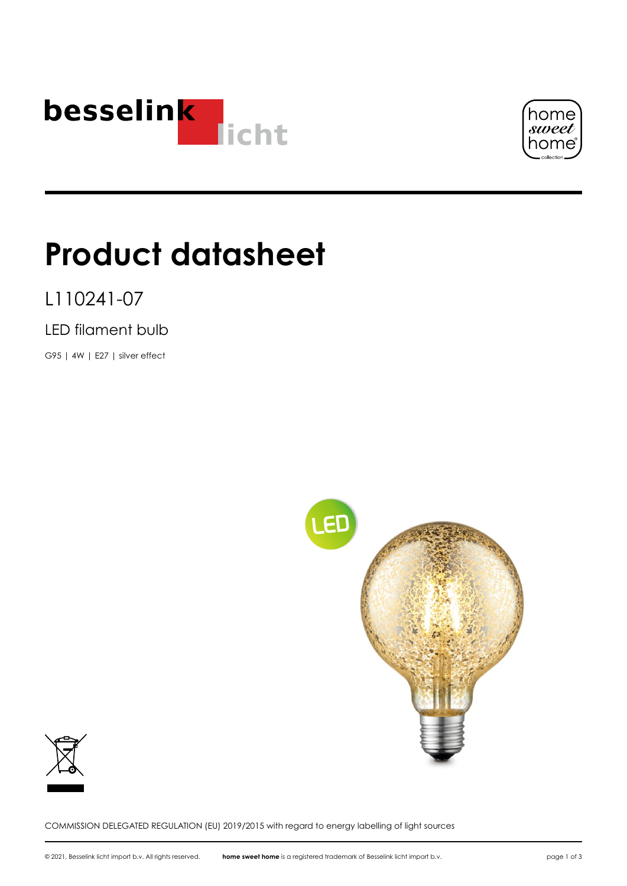# Product datasheet

L110241-07

LED filament bulb

G95 | 4W | E27 | silver effect

COMMISSION DELEGATED REGULATION (EU) 2019/2015 with regard to energy labelling of light sources

© 2021, Besselink licht import b.v. All rights reserved. **home sweet home** is a registered trademark of Besselink licht import b.v.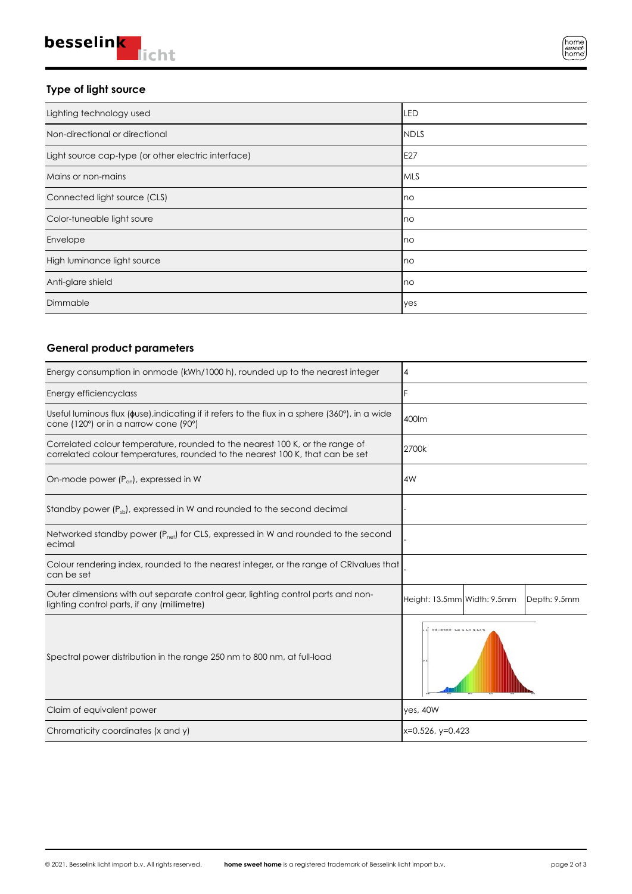## Type of light source

| | |
|---|---|
| Lighting technology used | LED |
| Non-directional or directional | NDLS |
| Light source cap-type (or other electric interface) | E27 |
| Mains or non-mains | MLS |
| Connected light source (CLS) | no |
| Color-tuneable light soure | no |
| Envelope | no |
| High luminance light source | no |
| Anti-glare shield | no |
| Dimmable | yes |

## General product parameters

| | | | |
|---|---|---|---|
| Energy consumption in onmode (kWh/1000 h), rounded up to the nearest integer | 4 | | |
| Energy efficiencyclass | F | | |
| Useful luminous flux (ϕuse),indicating if it refers to the flux in a sphere (360°), in a wide cone (120°) or in a narrow cone (90°) | 400lm | | |
| Correlated colour temperature, rounded to the nearest 100 K, or the range of correlated colour temperatures, rounded to the nearest 100 K, that can be set | 2700k | | |
| On-mode power ($P_{on}$), expressed in W | 4W | | |
| Standby power ($P_{sb}$), expressed in W and rounded to the second decimal | - | | |
| Networked standby power ($P_{net}$) for CLS, expressed in W and rounded to the second ecimal | - | | |
| Colour rendering index, rounded to the nearest integer, or the range of CRIvalues that can be set | - | | |
| Outer dimensions with out separate control gear, lighting control parts and non-lighting control parts, if any (millimetre) | Height: 13.5mm | Width: 9.5mm | Depth: 9.5mm |
| Spectral power distribution in the range 250 nm to 800 nm, at full-load | | | |
| Claim of equivalent power | yes, 40W | | |
| Chromaticity coordinates (x and y) | x=0.526, y=0.423 | | |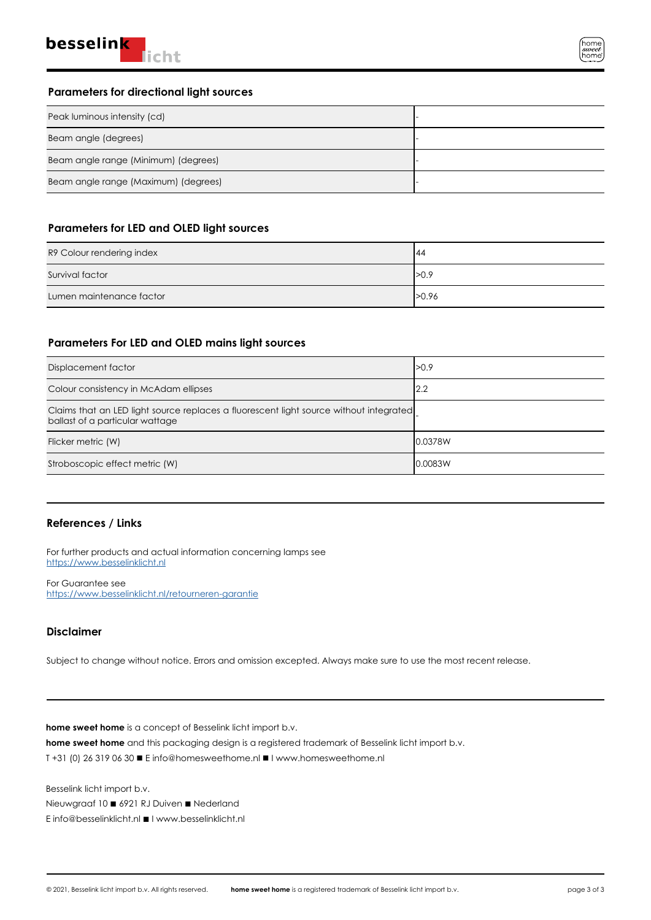## Parameters for directional light sources

| | |
|---|---|
| Peak luminous intensity (cd) | - |
| Beam angle (degrees) | - |
| Beam angle range (Minimum) (degrees) | - |
| Beam angle range (Maximum) (degrees) | - |

## Parameters for LED and OLED light sources

| | |
|---|---|
| R9 Colour rendering index | 44 |
| Survival factor | >0.9 |
| Lumen maintenance factor | >0.96 |

## Parameters For LED and OLED mains light sources

| | |
|---|---|
| Displacement factor | >0.9 |
| Colour consistency in McAdam ellipses | 2.2 |
| Claims that an LED light source replaces a fluorescent light source without integrated ballast of a particular wattage | - |
| Flicker metric (W) | 0.0378W |
| Stroboscopic effect metric (W) | 0.0083W |

## References / Links

For further products and actual information concerning lamps see
https://www.besselinklicht.nl

For Guarantee see
https://www.besselinklicht.nl/retourneren-garantie

## Disclaimer

Subject to change without notice. Errors and omission excepted. Always make sure to use the most recent release.

**home sweet home** is a concept of Besselink licht import b.v.

**home sweet home** and this packaging design is a registered trademark of Besselink licht import b.v.

T +31 (0) 26 319 06 30 ■ E info@homesweethome.nl ■ I www.homesweethome.nl

Besselink licht import b.v.
Nieuwgraaf 10 ■ 6921 RJ Duiven ■ Nederland
E info@besselinklicht.nl ■ I www.besselinklicht.nl